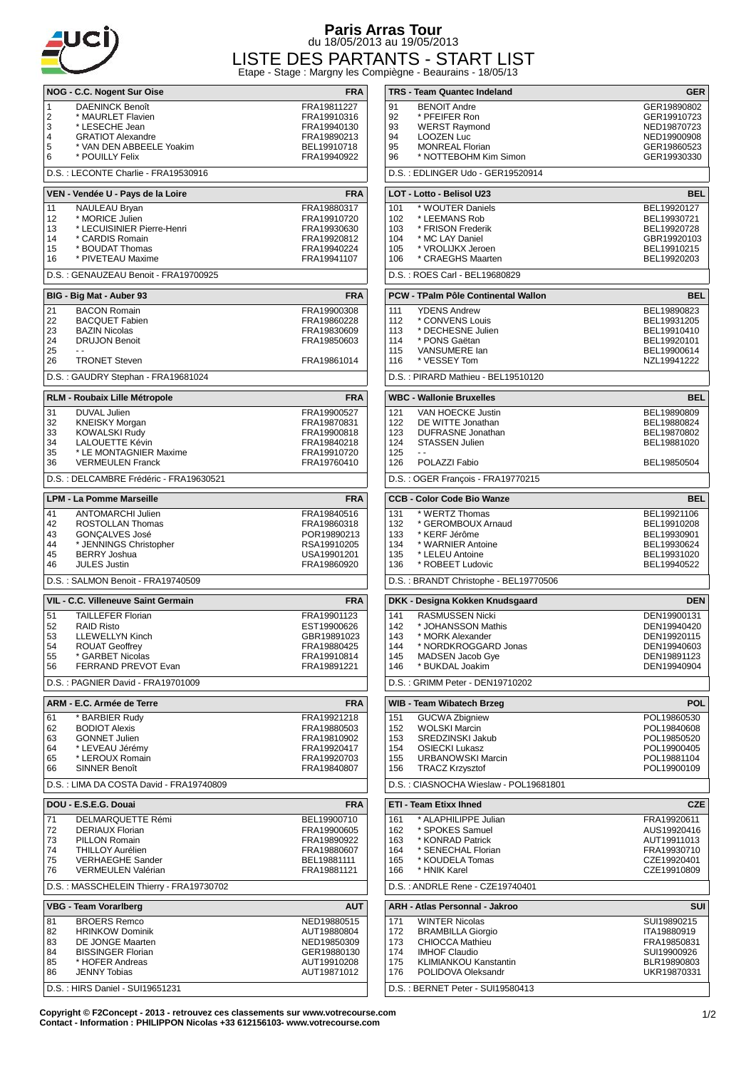# Paris Arras Tour

du 18/05/2013 au 19/05/2013

# LISTE DES PARTANTS - START LIST

Etape - Stage : Margny les Compiègne - Beaurains - 18/05/13

| NOG - C.C. Nogent Sur Oise | | FRA |
|---|---|---|
| 1 | DAENINCK Benoît | FRA19811227 |
| 2 | * MAURLET Flavien | FRA19910316 |
| 3 | * LESECHE Jean | FRA19940130 |
| 4 | GRATIOT Alexandre | FRA19890213 |
| 5 | * VAN DEN ABBEELE Yoakim | BEL19910718 |
| 6 | * POUILLY Felix | FRA19940922 |
| D.S. : LECONTE Charlie - FRA19530916 | | |

| VEN - Vendée U - Pays de la Loire | | FRA |
|---|---|---|
| 11 | NAULEAU Bryan | FRA19880317 |
| 12 | * MORICE Julien | FRA19910720 |
| 13 | * LECUISINIER Pierre-Henri | FRA19930630 |
| 14 | * CARDIS Romain | FRA19920812 |
| 15 | * BOUDAT Thomas | FRA19940224 |
| 16 | * PIVETEAU Maxime | FRA19941107 |
| D.S. : GENAUZEAU Benoit - FRA19700925 | | |

| BIG - Big Mat - Auber 93 | | FRA |
|---|---|---|
| 21 | BACON Romain | FRA19900308 |
| 22 | BACQUET Fabien | FRA19860228 |
| 23 | BAZIN Nicolas | FRA19830609 |
| 24 | DRUJON Benoit | FRA19850603 |
| 25 | - - | |
| 26 | TRONET Steven | FRA19861014 |
| D.S. : GAUDRY Stephan - FRA19681024 | | |

| RLM - Roubaix Lille Métropole | | FRA |
|---|---|---|
| 31 | DUVAL Julien | FRA19900527 |
| 32 | KNEISKY Morgan | FRA19870831 |
| 33 | KOWALSKI Rudy | FRA19900818 |
| 34 | LALOUETTE Kévin | FRA19840218 |
| 35 | * LE MONTAGNIER Maxime | FRA19910720 |
| 36 | VERMEULEN Franck | FRA19760410 |
| D.S. : DELCAMBRE Frédéric - FRA19630521 | | |

| LPM - La Pomme Marseille | | FRA |
|---|---|---|
| 41 | ANTOMARCHI Julien | FRA19840516 |
| 42 | ROSTOLLAN Thomas | FRA19860318 |
| 43 | GONÇALVES José | POR19890213 |
| 44 | * JENNINGS Christopher | RSA19910205 |
| 45 | BERRY Joshua | USA19901201 |
| 46 | JULES Justin | FRA19860920 |
| D.S. : SALMON Benoit - FRA19740509 | | |

| VIL - C.C. Villeneuve Saint Germain | | FRA |
|---|---|---|
| 51 | TAILLEFER Florian | FRA19901123 |
| 52 | RAID Risto | EST19900626 |
| 53 | LLEWELLYN Kinch | GBR19891023 |
| 54 | ROUAT Geoffrey | FRA19880425 |
| 55 | * GARBET Nicolas | FRA19910814 |
| 56 | FERRAND PREVOT Evan | FRA19891221 |
| D.S. : PAGNIER David - FRA19701009 | | |

| ARM - E.C. Armée de Terre | | FRA |
|---|---|---|
| 61 | * BARBIER Rudy | FRA19921218 |
| 62 | BODIOT Alexis | FRA19880503 |
| 63 | GONNET Julien | FRA19810902 |
| 64 | * LEVEAU Jérémy | FRA19920417 |
| 65 | * LEROUX Romain | FRA19920703 |
| 66 | SINNER Benoît | FRA19840807 |
| D.S. : LIMA DA COSTA David - FRA19740809 | | |

| DOU - E.S.E.G. Douai | | FRA |
|---|---|---|
| 71 | DELMARQUETTE Rémi | BEL19900710 |
| 72 | DERIAUX Florian | FRA19900605 |
| 73 | PILLON Romain | FRA19890922 |
| 74 | THILLOY Aurélien | FRA19880607 |
| 75 | VERHAEGHE Sander | BEL19881111 |
| 76 | VERMEULEN Valérian | FRA19881121 |
| D.S. : MASSCHELEIN Thierry - FRA19730702 | | |

| VBG - Team Vorarlberg | | AUT |
|---|---|---|
| 81 | BROERS Remco | NED19880515 |
| 82 | HRINKOW Dominik | AUT19880804 |
| 83 | DE JONGE Maarten | NED19850309 |
| 84 | BISSINGER Florian | GER19880130 |
| 85 | * HOFER Andreas | AUT19910208 |
| 86 | JENNY Tobias | AUT19871012 |
| D.S. : HIRS Daniel - SUI19651231 | | |

| TRS - Team Quantec Indeland | | GER |
|---|---|---|
| 91 | BENOIT Andre | GER19890802 |
| 92 | * PFEIFER Ron | GER19910723 |
| 93 | WERST Raymond | NED19870723 |
| 94 | LOOZEN Luc | NED19900908 |
| 95 | MONREAL Florian | GER19860523 |
| 96 | * NOTTEBOHM Kim Simon | GER19930330 |
| D.S. : EDLINGER Udo - GER19520914 | | |

| LOT - Lotto - Belisol U23 | | BEL |
|---|---|---|
| 101 | * WOUTER Daniels | BEL19920127 |
| 102 | * LEEMANS Rob | BEL19930721 |
| 103 | * FRISON Frederik | BEL19920728 |
| 104 | * MC LAY Daniel | GBR19920103 |
| 105 | * VROLIJKX Jeroen | BEL19910215 |
| 106 | * CRAEGHS Maarten | BEL19920203 |
| D.S. : ROES Carl - BEL19680829 | | |

| PCW - TPalm Pôle Continental Wallon | | BEL |
|---|---|---|
| 111 | YDENS Andrew | BEL19890823 |
| 112 | * CONVENS Louis | BEL19931205 |
| 113 | * DECHESNE Julien | BEL19910410 |
| 114 | * PONS Gaëtan | BEL19920101 |
| 115 | VANSUMERE Ian | BEL19900614 |
| 116 | * VESSEY Tom | NZL19941222 |
| D.S. : PIRARD Mathieu - BEL19510120 | | |

| WBC - Wallonie Bruxelles | | BEL |
|---|---|---|
| 121 | VAN HOECKE Justin | BEL19890809 |
| 122 | DE WITTE Jonathan | BEL19880824 |
| 123 | DUFRASNE Jonathan | BEL19870802 |
| 124 | STASSEN Julien | BEL19881020 |
| 125 | - - | |
| 126 | POLAZZI Fabio | BEL19850504 |
| D.S. : OGER François - FRA19770215 | | |

| CCB - Color Code Bio Wanze | | BEL |
|---|---|---|
| 131 | * WERTZ Thomas | BEL19921106 |
| 132 | * GEROMBOUX Arnaud | BEL19910208 |
| 133 | * KERF Jérôme | BEL19930901 |
| 134 | * WARNIER Antoine | BEL19930624 |
| 135 | * LELEU Antoine | BEL19931020 |
| 136 | * ROBEET Ludovic | BEL19940522 |
| D.S. : BRANDT Christophe - BEL19770506 | | |

| DKK - Designa Kokken Knudsgaard | | DEN |
|---|---|---|
| 141 | RASMUSSEN Nicki | DEN19900131 |
| 142 | * JOHANSSON Mathis | DEN19940420 |
| 143 | * MORK Alexander | DEN19920115 |
| 144 | * NORDKROGGARD Jonas | DEN19940603 |
| 145 | MADSEN Jacob Gye | DEN19891123 |
| 146 | * BUKDAL Joakim | DEN19940904 |
| D.S. : GRIMM Peter - DEN19710202 | | |

| WIB - Team Wibatech Brzeg | | POL |
|---|---|---|
| 151 | GUCWA Zbigniew | POL19860530 |
| 152 | WOLSKI Marcin | POL19840608 |
| 153 | SREDZINSKI Jakub | POL19850520 |
| 154 | OSIECKI Lukasz | POL19900405 |
| 155 | URBANOWSKI Marcin | POL19881104 |
| 156 | TRACZ Krzysztof | POL19900109 |
| D.S. : CIASNOCHA Wieslaw - POL19681801 | | |

| ETI - Team Etixx Ihned | | CZE |
|---|---|---|
| 161 | * ALAPHILIPPE Julian | FRA19920611 |
| 162 | * SPOKES Samuel | AUS19920416 |
| 163 | * KONRAD Patrick | AUT19911013 |
| 164 | * SENECHAL Florian | FRA19930710 |
| 165 | * KOUDELA Tomas | CZE19920401 |
| 166 | * HNIK Karel | CZE19910809 |
| D.S. : ANDRLE Rene - CZE19740401 | | |

| ARH - Atlas Personnal - Jakroo | | SUI |
|---|---|---|
| 171 | WINTER Nicolas | SUI19890215 |
| 172 | BRAMBILLA Giorgio | ITA19880919 |
| 173 | CHIOCCA Mathieu | FRA19850831 |
| 174 | IMHOF Claudio | SUI19900926 |
| 175 | KLIMIANKOU Kanstantin | BLR19890803 |
| 176 | POLIDOVA Oleksandr | UKR19870331 |
| D.S. : BERNET Peter - SUI19580413 | | |

**Copyright © F2Concept - 2013 - retrouvez ces classements sur www.votrecourse.com**
**Contact - Information : PHILIPPON Nicolas +33 612156103- www.votrecourse.com**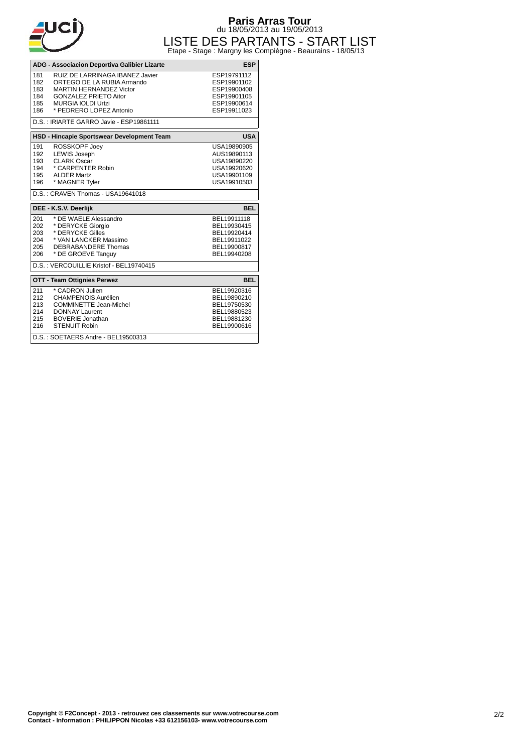# Paris Arras Tour

du 18/05/2013 au 19/05/2013

## LISTE DES PARTANTS - START LIST

Etape - Stage : Margny les Compiègne - Beaurains - 18/05/13

| ADG - Associacion Deportiva Galibier Lizarte | | ESP |
|---|---|---|
| 181 | RUIZ DE LARRINAGA IBANEZ Javier | ESP19791112 |
| 182 | ORTEGO DE LA RUBIA Armando | ESP19901102 |
| 183 | MARTIN HERNANDEZ Victor | ESP19900408 |
| 184 | GONZALEZ PRIETO Aitor | ESP19901105 |
| 185 | MURGIA IOLDI Urtzi | ESP19900614 |
| 186 | * PEDRERO LOPEZ Antonio | ESP19911023 |
| D.S. : IRIARTE GARRO Javie - ESP19861111 | | |

| HSD - Hincapie Sportswear Development Team | | USA |
|---|---|---|
| 191 | ROSSKOPF Joey | USA19890905 |
| 192 | LEWIS Joseph | AUS19890113 |
| 193 | CLARK Oscar | USA19890220 |
| 194 | * CARPENTER Robin | USA19920620 |
| 195 | ALDER Martz | USA19901109 |
| 196 | * MAGNER Tyler | USA19910503 |
| D.S. : CRAVEN Thomas - USA19641018 | | |

| DEE - K.S.V. Deerlijk | | BEL |
|---|---|---|
| 201 | * DE WAELE Alessandro | BEL19911118 |
| 202 | * DERYCKE Giorgio | BEL19930415 |
| 203 | * DERYCKE Gilles | BEL19920414 |
| 204 | * VAN LANCKER Massimo | BEL19911022 |
| 205 | DEBRABANDERE Thomas | BEL19900817 |
| 206 | * DE GROEVE Tanguy | BEL19940208 |
| D.S. : VERCOUILLIE Kristof - BEL19740415 | | |

| OTT - Team Ottignies Perwez | | BEL |
|---|---|---|
| 211 | * CADRON Julien | BEL19920316 |
| 212 | CHAMPENOIS Aurélien | BEL19890210 |
| 213 | COMMINETTE Jean-Michel | BEL19750530 |
| 214 | DONNAY Laurent | BEL19880523 |
| 215 | BOVERIE Jonathan | BEL19881230 |
| 216 | STENUIT Robin | BEL19900616 |
| D.S. : SOETAERS Andre - BEL19500313 | | |

**Copyright © F2Concept - 2013 - retrouvez ces classements sur www.votrecourse.com**
**Contact - Information : PHILIPPON Nicolas +33 612156103- www.votrecourse.com**